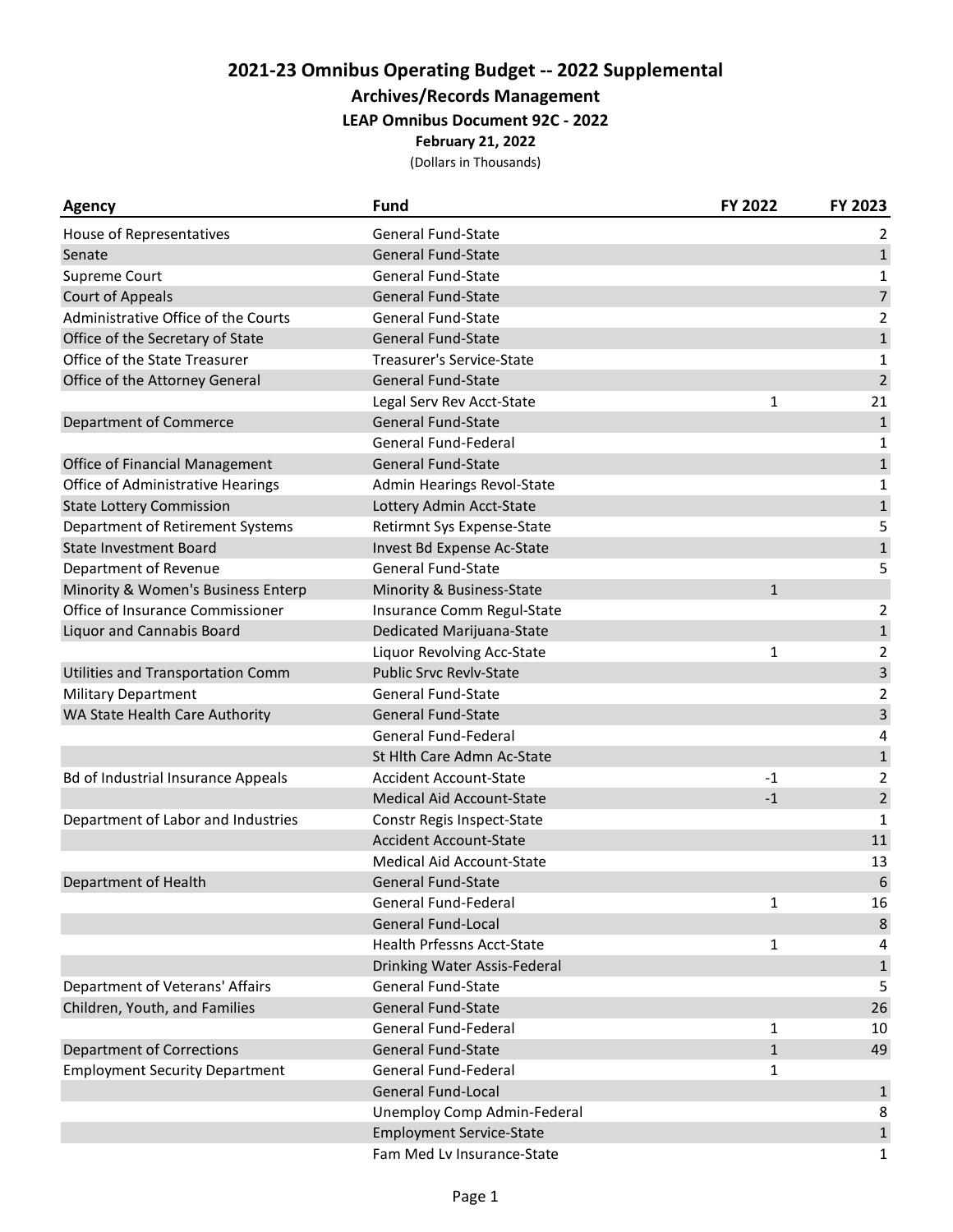# 2021-23 Omnibus Operating Budget -- 2022 Supplemental

## Archives/Records Management

### LEAP Omnibus Document 92C - 2022

**February 21, 2022**

(Dollars in Thousands)

| Agency | Fund | FY 2022 | FY 2023 |
|---|---|---|---|
| House of Representatives | General Fund-State | | 2 |
| Senate | General Fund-State | | 1 |
| Supreme Court | General Fund-State | | 1 |
| Court of Appeals | General Fund-State | | 7 |
| Administrative Office of the Courts | General Fund-State | | 2 |
| Office of the Secretary of State | General Fund-State | | 1 |
| Office of the State Treasurer | Treasurer's Service-State | | 1 |
| Office of the Attorney General | General Fund-State | | 2 |
| | Legal Serv Rev Acct-State | 1 | 21 |
| Department of Commerce | General Fund-State | | 1 |
| | General Fund-Federal | | 1 |
| Office of Financial Management | General Fund-State | | 1 |
| Office of Administrative Hearings | Admin Hearings Revol-State | | 1 |
| State Lottery Commission | Lottery Admin Acct-State | | 1 |
| Department of Retirement Systems | Retirmnt Sys Expense-State | | 5 |
| State Investment Board | Invest Bd Expense Ac-State | | 1 |
| Department of Revenue | General Fund-State | | 5 |
| Minority & Women's Business Enterp | Minority & Business-State | 1 | |
| Office of Insurance Commissioner | Insurance Comm Regul-State | | 2 |
| Liquor and Cannabis Board | Dedicated Marijuana-State | | 1 |
| | Liquor Revolving Acc-State | 1 | 2 |
| Utilities and Transportation Comm | Public Srvc Revlv-State | | 3 |
| Military Department | General Fund-State | | 2 |
| WA State Health Care Authority | General Fund-State | | 3 |
| | General Fund-Federal | | 4 |
| | St Hlth Care Admn Ac-State | | 1 |
| Bd of Industrial Insurance Appeals | Accident Account-State | -1 | 2 |
| | Medical Aid Account-State | -1 | 2 |
| Department of Labor and Industries | Constr Regis Inspect-State | | 1 |
| | Accident Account-State | | 11 |
| | Medical Aid Account-State | | 13 |
| Department of Health | General Fund-State | | 6 |
| | General Fund-Federal | 1 | 16 |
| | General Fund-Local | | 8 |
| | Health Prfessns Acct-State | 1 | 4 |
| | Drinking Water Assis-Federal | | 1 |
| Department of Veterans' Affairs | General Fund-State | | 5 |
| Children, Youth, and Families | General Fund-State | | 26 |
| | General Fund-Federal | 1 | 10 |
| Department of Corrections | General Fund-State | 1 | 49 |
| Employment Security Department | General Fund-Federal | 1 | |
| | General Fund-Local | | 1 |
| | Unemploy Comp Admin-Federal | | 8 |
| | Employment Service-State | | 1 |
| | Fam Med Lv Insurance-State | | 1 |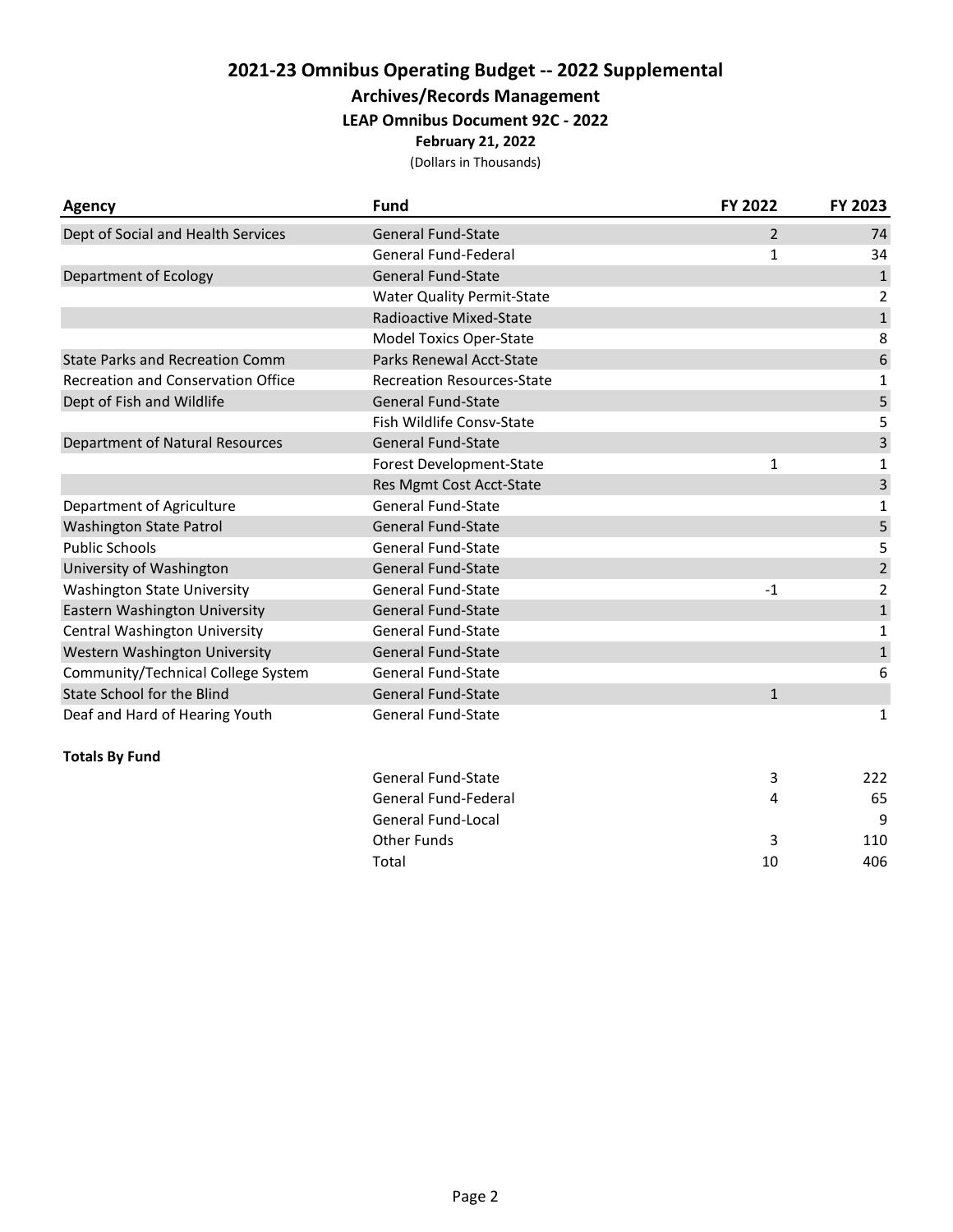# 2021-23 Omnibus Operating Budget -- 2022 Supplemental

## Archives/Records Management

### LEAP Omnibus Document 92C - 2022

**February 21, 2022**

(Dollars in Thousands)

| Agency | Fund | FY 2022 | FY 2023 |
|---|---|---|---|
| Dept of Social and Health Services | General Fund-State | 2 | 74 |
| | General Fund-Federal | 1 | 34 |
| Department of Ecology | General Fund-State | | 1 |
| | Water Quality Permit-State | | 2 |
| | Radioactive Mixed-State | | 1 |
| | Model Toxics Oper-State | | 8 |
| State Parks and Recreation Comm | Parks Renewal Acct-State | | 6 |
| Recreation and Conservation Office | Recreation Resources-State | | 1 |
| Dept of Fish and Wildlife | General Fund-State | | 5 |
| | Fish Wildlife Consv-State | | 5 |
| Department of Natural Resources | General Fund-State | | 3 |
| | Forest Development-State | 1 | 1 |
| | Res Mgmt Cost Acct-State | | 3 |
| Department of Agriculture | General Fund-State | | 1 |
| Washington State Patrol | General Fund-State | | 5 |
| Public Schools | General Fund-State | | 5 |
| University of Washington | General Fund-State | | 2 |
| Washington State University | General Fund-State | -1 | 2 |
| Eastern Washington University | General Fund-State | | 1 |
| Central Washington University | General Fund-State | | 1 |
| Western Washington University | General Fund-State | | 1 |
| Community/Technical College System | General Fund-State | | 6 |
| State School for the Blind | General Fund-State | 1 | |
| Deaf and Hard of Hearing Youth | General Fund-State | | 1 |

**Totals By Fund**

| | Fund | FY 2022 | FY 2023 |
|---|---|---|---|
| | General Fund-State | 3 | 222 |
| | General Fund-Federal | 4 | 65 |
| | General Fund-Local | | 9 |
| | Other Funds | 3 | 110 |
| | Total | 10 | 406 |